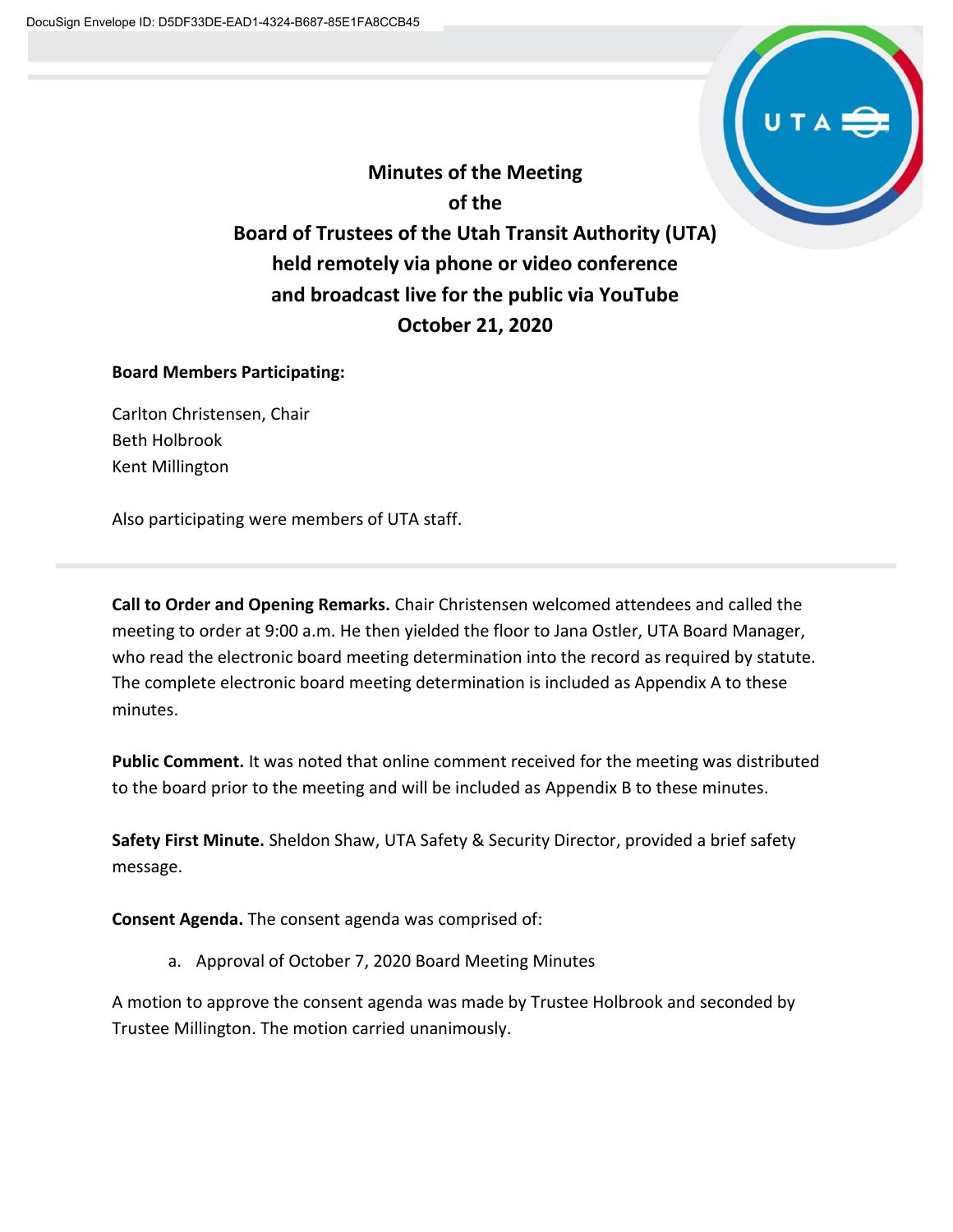# Minutes of the Meeting of the Board of Trustees of the Utah Transit Authority (UTA) held remotely via phone or video conference and broadcast live for the public via YouTube October 21, 2020

**Board Members Participating:**

Carlton Christensen, Chair
Beth Holbrook
Kent Millington

Also participating were members of UTA staff.

---

**Call to Order and Opening Remarks.** Chair Christensen welcomed attendees and called the meeting to order at 9:00 a.m. He then yielded the floor to Jana Ostler, UTA Board Manager, who read the electronic board meeting determination into the record as required by statute. The complete electronic board meeting determination is included as Appendix A to these minutes.

**Public Comment.** It was noted that online comment received for the meeting was distributed to the board prior to the meeting and will be included as Appendix B to these minutes.

**Safety First Minute.** Sheldon Shaw, UTA Safety & Security Director, provided a brief safety message.

**Consent Agenda.** The consent agenda was comprised of:

a. Approval of October 7, 2020 Board Meeting Minutes

A motion to approve the consent agenda was made by Trustee Holbrook and seconded by Trustee Millington. The motion carried unanimously.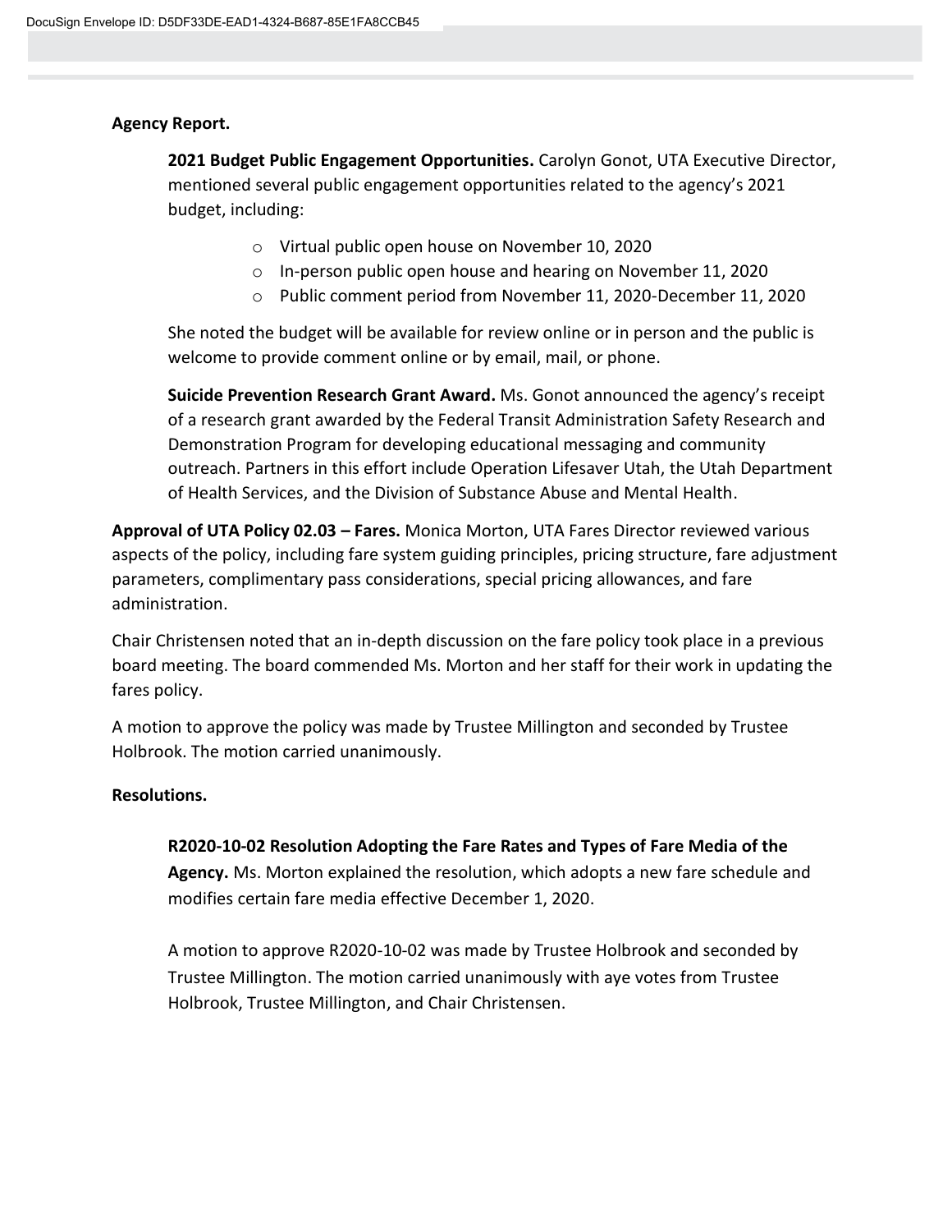**Agency Report.**

**2021 Budget Public Engagement Opportunities.** Carolyn Gonot, UTA Executive Director, mentioned several public engagement opportunities related to the agency's 2021 budget, including:

- Virtual public open house on November 10, 2020
- In-person public open house and hearing on November 11, 2020
- Public comment period from November 11, 2020-December 11, 2020

She noted the budget will be available for review online or in person and the public is welcome to provide comment online or by email, mail, or phone.

**Suicide Prevention Research Grant Award.** Ms. Gonot announced the agency's receipt of a research grant awarded by the Federal Transit Administration Safety Research and Demonstration Program for developing educational messaging and community outreach. Partners in this effort include Operation Lifesaver Utah, the Utah Department of Health Services, and the Division of Substance Abuse and Mental Health.

**Approval of UTA Policy 02.03 – Fares.** Monica Morton, UTA Fares Director reviewed various aspects of the policy, including fare system guiding principles, pricing structure, fare adjustment parameters, complimentary pass considerations, special pricing allowances, and fare administration.

Chair Christensen noted that an in-depth discussion on the fare policy took place in a previous board meeting. The board commended Ms. Morton and her staff for their work in updating the fares policy.

A motion to approve the policy was made by Trustee Millington and seconded by Trustee Holbrook. The motion carried unanimously.

**Resolutions.**

**R2020-10-02 Resolution Adopting the Fare Rates and Types of Fare Media of the Agency.** Ms. Morton explained the resolution, which adopts a new fare schedule and modifies certain fare media effective December 1, 2020.

A motion to approve R2020-10-02 was made by Trustee Holbrook and seconded by Trustee Millington. The motion carried unanimously with aye votes from Trustee Holbrook, Trustee Millington, and Chair Christensen.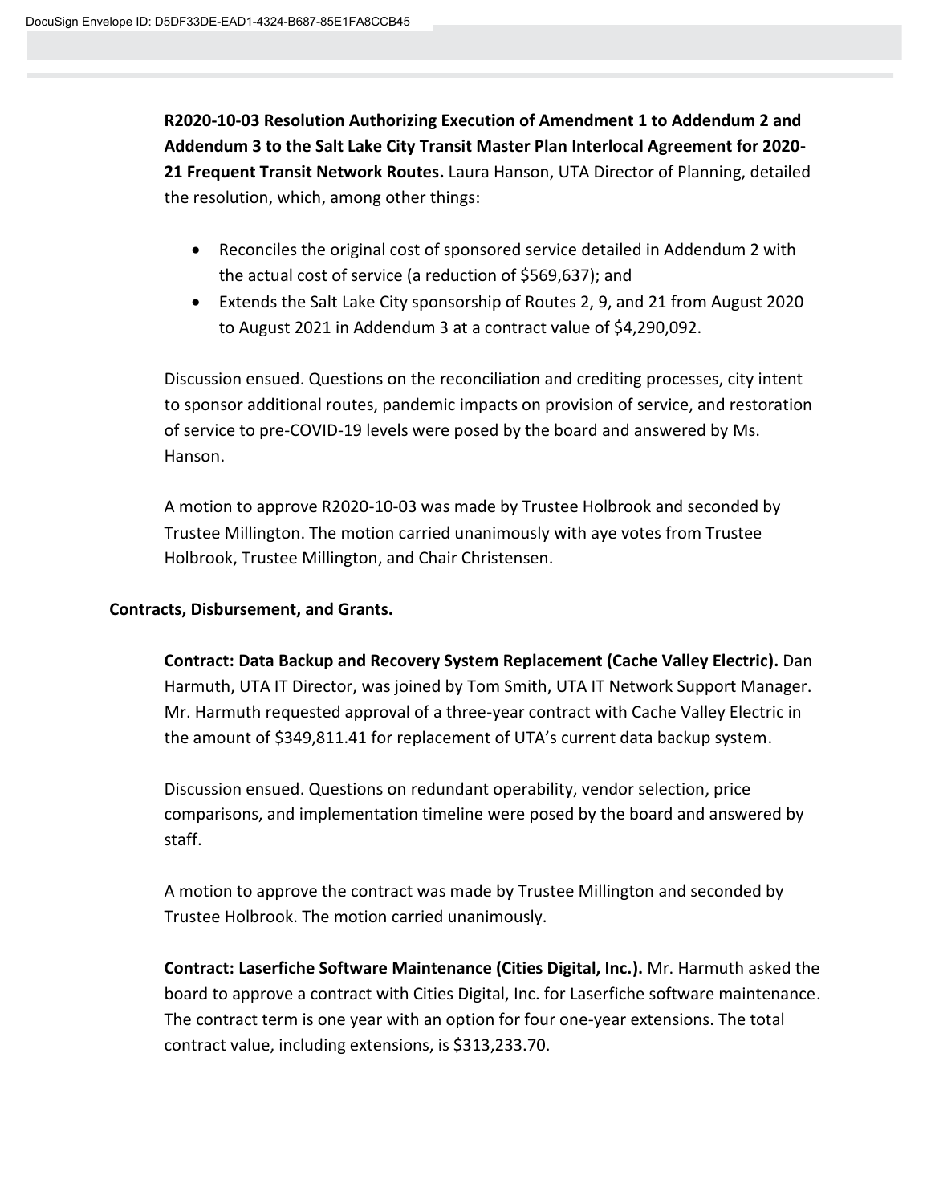**R2020-10-03 Resolution Authorizing Execution of Amendment 1 to Addendum 2 and Addendum 3 to the Salt Lake City Transit Master Plan Interlocal Agreement for 2020-21 Frequent Transit Network Routes.** Laura Hanson, UTA Director of Planning, detailed the resolution, which, among other things:

- Reconciles the original cost of sponsored service detailed in Addendum 2 with the actual cost of service (a reduction of $569,637); and
- Extends the Salt Lake City sponsorship of Routes 2, 9, and 21 from August 2020 to August 2021 in Addendum 3 at a contract value of $4,290,092.

Discussion ensued. Questions on the reconciliation and crediting processes, city intent to sponsor additional routes, pandemic impacts on provision of service, and restoration of service to pre-COVID-19 levels were posed by the board and answered by Ms. Hanson.

A motion to approve R2020-10-03 was made by Trustee Holbrook and seconded by Trustee Millington. The motion carried unanimously with aye votes from Trustee Holbrook, Trustee Millington, and Chair Christensen.

**Contracts, Disbursement, and Grants.**

**Contract: Data Backup and Recovery System Replacement (Cache Valley Electric).** Dan Harmuth, UTA IT Director, was joined by Tom Smith, UTA IT Network Support Manager. Mr. Harmuth requested approval of a three-year contract with Cache Valley Electric in the amount of $349,811.41 for replacement of UTA's current data backup system.

Discussion ensued. Questions on redundant operability, vendor selection, price comparisons, and implementation timeline were posed by the board and answered by staff.

A motion to approve the contract was made by Trustee Millington and seconded by Trustee Holbrook. The motion carried unanimously.

**Contract: Laserfiche Software Maintenance (Cities Digital, Inc.).** Mr. Harmuth asked the board to approve a contract with Cities Digital, Inc. for Laserfiche software maintenance. The contract term is one year with an option for four one-year extensions. The total contract value, including extensions, is $313,233.70.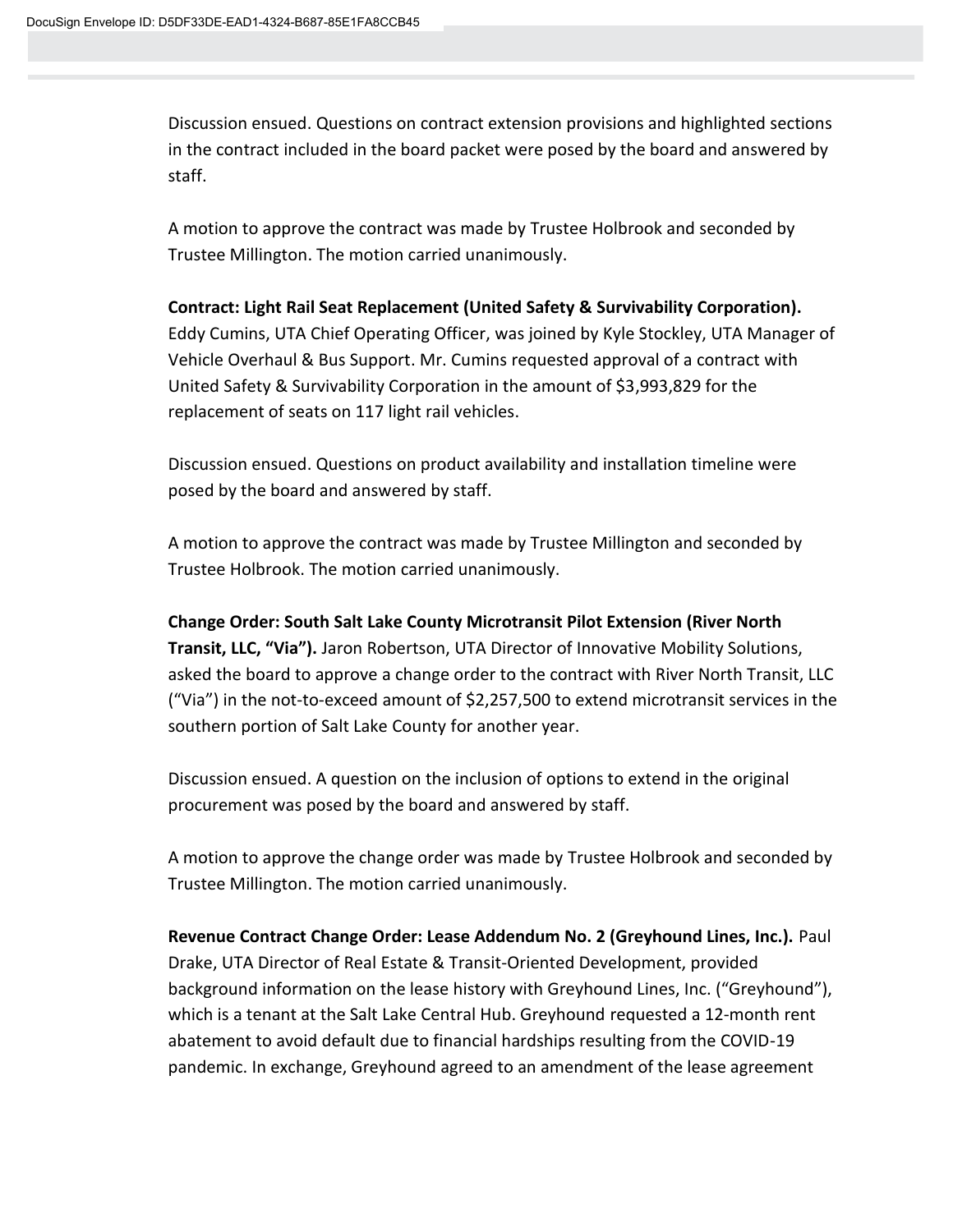Discussion ensued. Questions on contract extension provisions and highlighted sections in the contract included in the board packet were posed by the board and answered by staff.

A motion to approve the contract was made by Trustee Holbrook and seconded by Trustee Millington. The motion carried unanimously.

**Contract: Light Rail Seat Replacement (United Safety & Survivability Corporation).** Eddy Cumins, UTA Chief Operating Officer, was joined by Kyle Stockley, UTA Manager of Vehicle Overhaul & Bus Support. Mr. Cumins requested approval of a contract with United Safety & Survivability Corporation in the amount of $3,993,829 for the replacement of seats on 117 light rail vehicles.

Discussion ensued. Questions on product availability and installation timeline were posed by the board and answered by staff.

A motion to approve the contract was made by Trustee Millington and seconded by Trustee Holbrook. The motion carried unanimously.

**Change Order: South Salt Lake County Microtransit Pilot Extension (River North Transit, LLC, "Via").** Jaron Robertson, UTA Director of Innovative Mobility Solutions, asked the board to approve a change order to the contract with River North Transit, LLC ("Via") in the not-to-exceed amount of $2,257,500 to extend microtransit services in the southern portion of Salt Lake County for another year.

Discussion ensued. A question on the inclusion of options to extend in the original procurement was posed by the board and answered by staff.

A motion to approve the change order was made by Trustee Holbrook and seconded by Trustee Millington. The motion carried unanimously.

**Revenue Contract Change Order: Lease Addendum No. 2 (Greyhound Lines, Inc.).** Paul Drake, UTA Director of Real Estate & Transit-Oriented Development, provided background information on the lease history with Greyhound Lines, Inc. ("Greyhound"), which is a tenant at the Salt Lake Central Hub. Greyhound requested a 12-month rent abatement to avoid default due to financial hardships resulting from the COVID-19 pandemic. In exchange, Greyhound agreed to an amendment of the lease agreement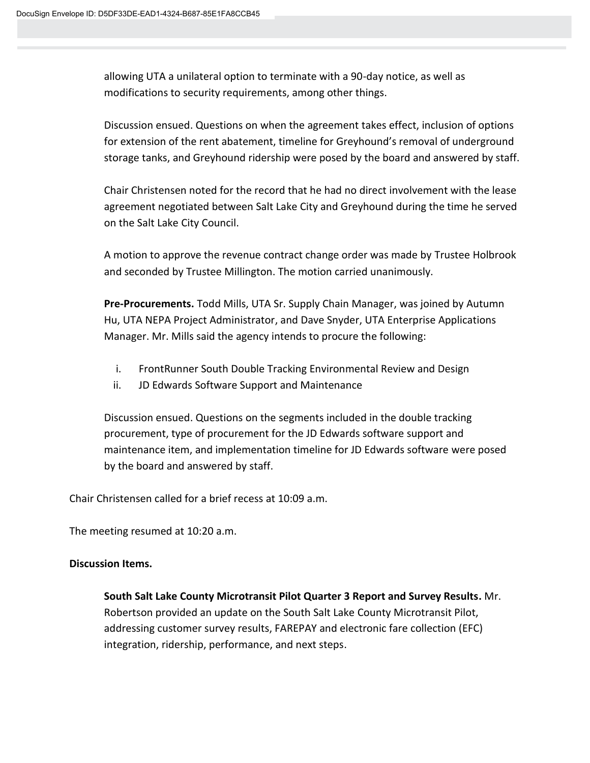allowing UTA a unilateral option to terminate with a 90-day notice, as well as modifications to security requirements, among other things.

Discussion ensued. Questions on when the agreement takes effect, inclusion of options for extension of the rent abatement, timeline for Greyhound's removal of underground storage tanks, and Greyhound ridership were posed by the board and answered by staff.

Chair Christensen noted for the record that he had no direct involvement with the lease agreement negotiated between Salt Lake City and Greyhound during the time he served on the Salt Lake City Council.

A motion to approve the revenue contract change order was made by Trustee Holbrook and seconded by Trustee Millington. The motion carried unanimously.

**Pre-Procurements.** Todd Mills, UTA Sr. Supply Chain Manager, was joined by Autumn Hu, UTA NEPA Project Administrator, and Dave Snyder, UTA Enterprise Applications Manager. Mr. Mills said the agency intends to procure the following:

i. FrontRunner South Double Tracking Environmental Review and Design
ii. JD Edwards Software Support and Maintenance

Discussion ensued. Questions on the segments included in the double tracking procurement, type of procurement for the JD Edwards software support and maintenance item, and implementation timeline for JD Edwards software were posed by the board and answered by staff.

Chair Christensen called for a brief recess at 10:09 a.m.

The meeting resumed at 10:20 a.m.

**Discussion Items.**

**South Salt Lake County Microtransit Pilot Quarter 3 Report and Survey Results.** Mr. Robertson provided an update on the South Salt Lake County Microtransit Pilot, addressing customer survey results, FAREPAY and electronic fare collection (EFC) integration, ridership, performance, and next steps.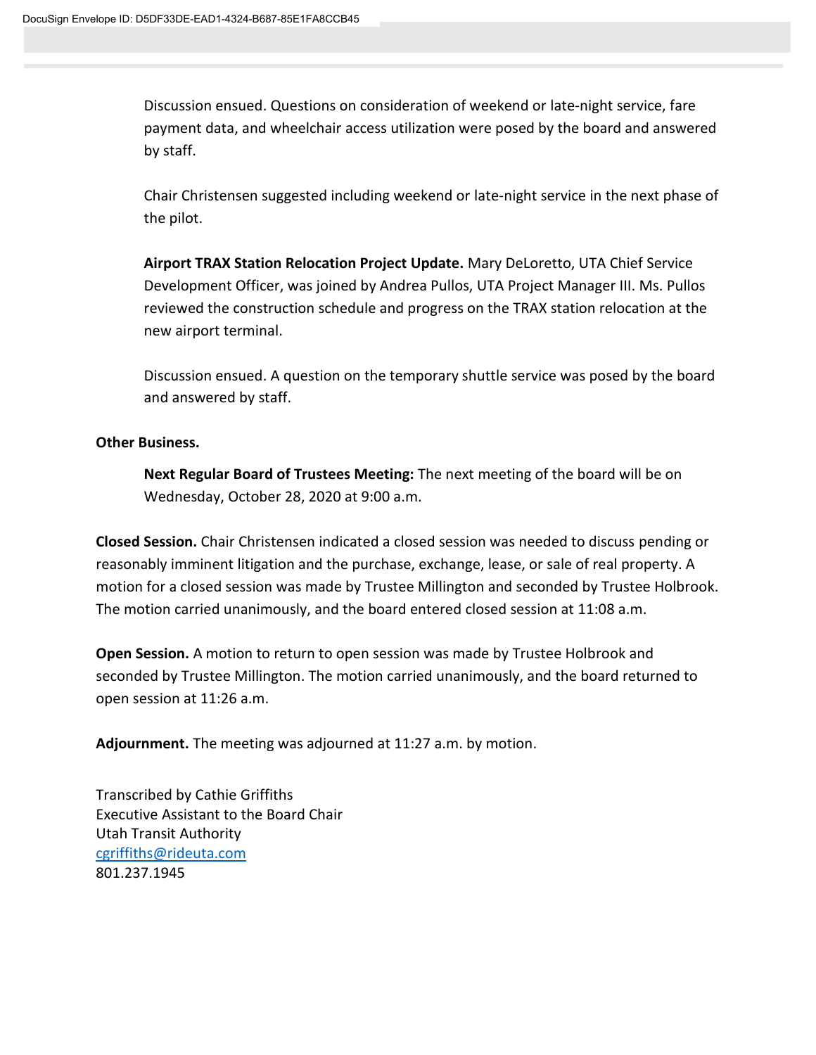Discussion ensued. Questions on consideration of weekend or late-night service, fare payment data, and wheelchair access utilization were posed by the board and answered by staff.

Chair Christensen suggested including weekend or late-night service in the next phase of the pilot.

**Airport TRAX Station Relocation Project Update.** Mary DeLoretto, UTA Chief Service Development Officer, was joined by Andrea Pullos, UTA Project Manager III. Ms. Pullos reviewed the construction schedule and progress on the TRAX station relocation at the new airport terminal.

Discussion ensued. A question on the temporary shuttle service was posed by the board and answered by staff.

**Other Business.**

**Next Regular Board of Trustees Meeting:** The next meeting of the board will be on Wednesday, October 28, 2020 at 9:00 a.m.

**Closed Session.** Chair Christensen indicated a closed session was needed to discuss pending or reasonably imminent litigation and the purchase, exchange, lease, or sale of real property. A motion for a closed session was made by Trustee Millington and seconded by Trustee Holbrook. The motion carried unanimously, and the board entered closed session at 11:08 a.m.

**Open Session.** A motion to return to open session was made by Trustee Holbrook and seconded by Trustee Millington. The motion carried unanimously, and the board returned to open session at 11:26 a.m.

**Adjournment.** The meeting was adjourned at 11:27 a.m. by motion.

Transcribed by Cathie Griffiths
Executive Assistant to the Board Chair
Utah Transit Authority
cgriffiths@rideuta.com
801.237.1945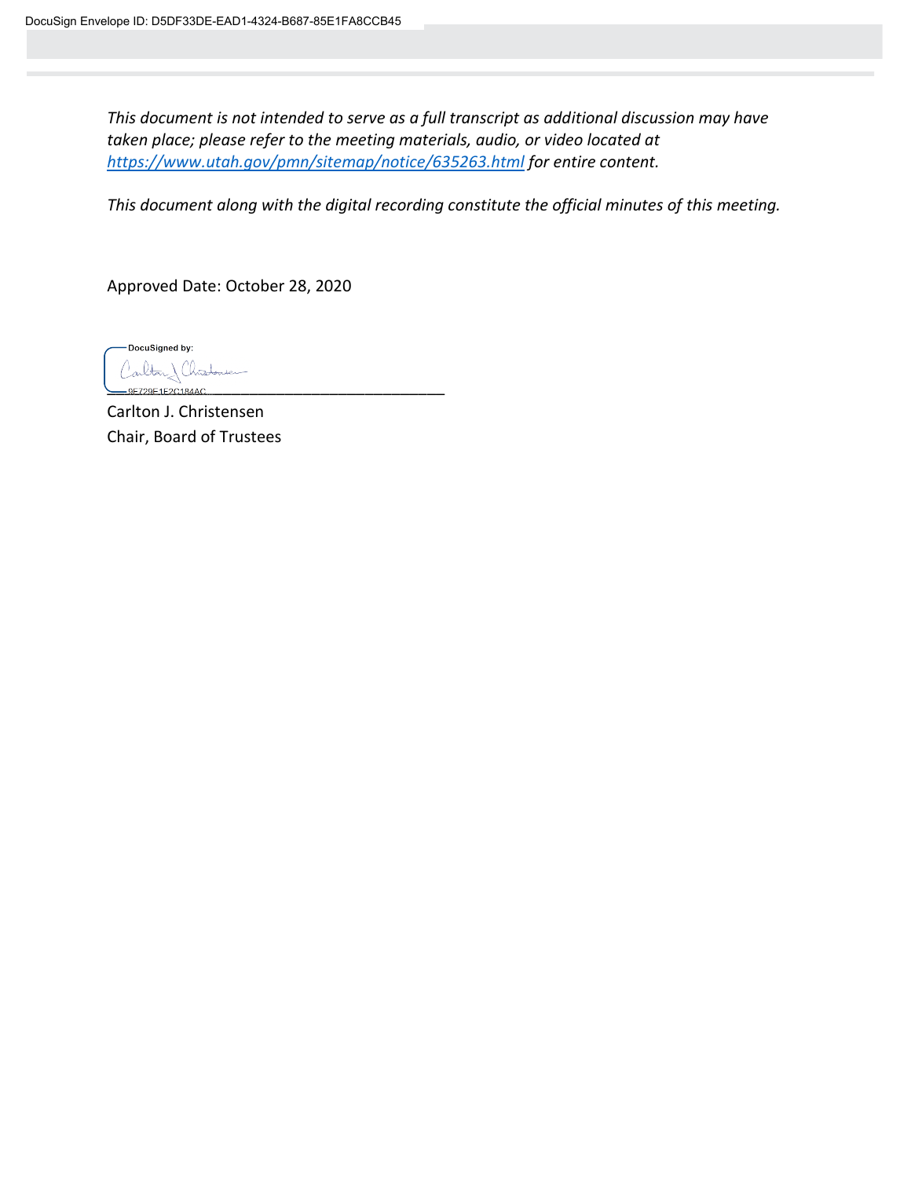*This document is not intended to serve as a full transcript as additional discussion may have taken place; please refer to the meeting materials, audio, or video located at [https://www.utah.gov/pmn/sitemap/notice/635263.html](https://www.utah.gov/pmn/sitemap/notice/635263.html) for entire content.*

*This document along with the digital recording constitute the official minutes of this meeting.*

Approved Date: October 28, 2020

DocuSigned by:

9E729E1E2C184AC

Carlton J. Christensen
Chair, Board of Trustees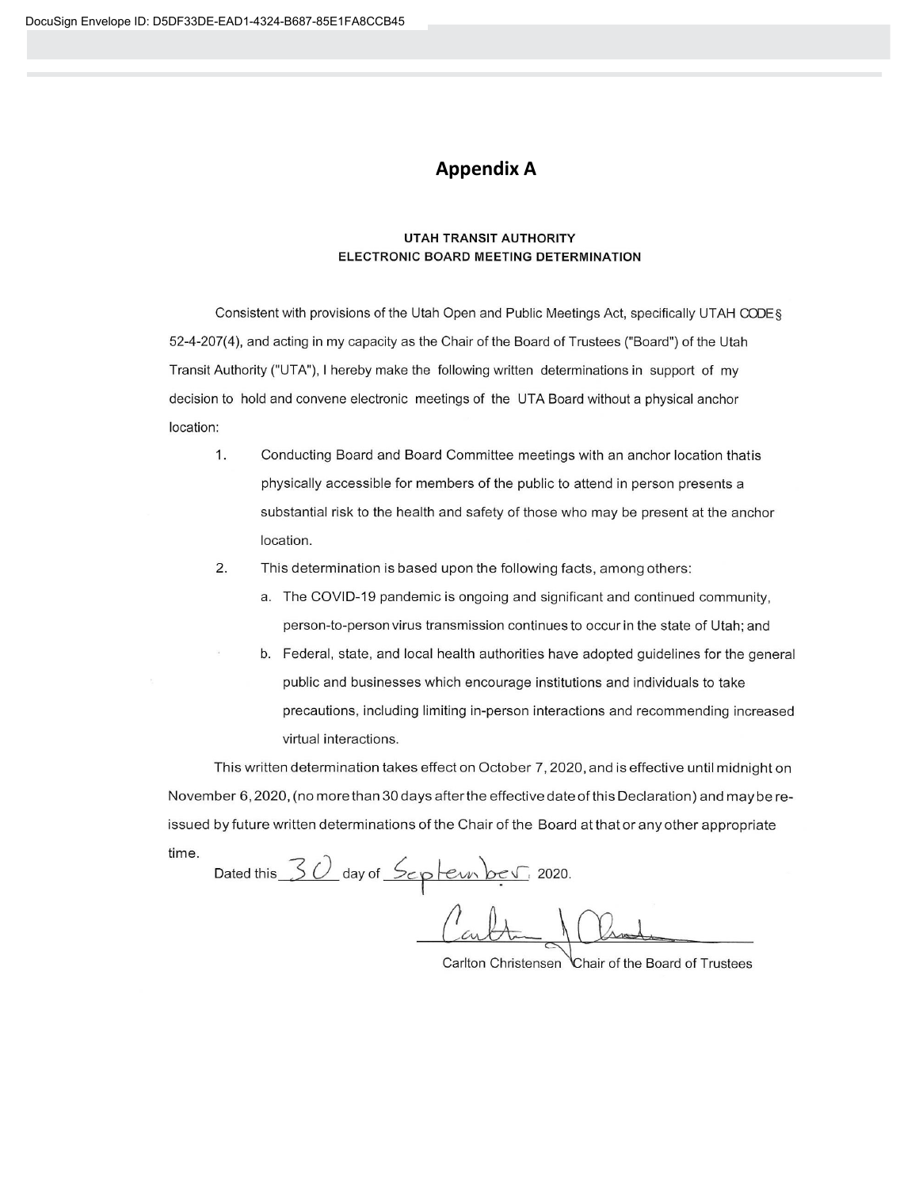DocuSign Envelope ID: D5DF33DE-EAD1-4324-B687-85E1FA8CCB45

# Appendix A

**UTAH TRANSIT AUTHORITY**
**ELECTRONIC BOARD MEETING DETERMINATION**

Consistent with provisions of the Utah Open and Public Meetings Act, specifically UTAH CODE § 52-4-207(4), and acting in my capacity as the Chair of the Board of Trustees ("Board") of the Utah Transit Authority ("UTA"), I hereby make the following written determinations in support of my decision to hold and convene electronic meetings of the UTA Board without a physical anchor location:

1. Conducting Board and Board Committee meetings with an anchor location thatis physically accessible for members of the public to attend in person presents a substantial risk to the health and safety of those who may be present at the anchor location.
2. This determination is based upon the following facts, among others:
   a. The COVID-19 pandemic is ongoing and significant and continued community, person-to-person virus transmission continues to occur in the state of Utah; and
   b. Federal, state, and local health authorities have adopted guidelines for the general public and businesses which encourage institutions and individuals to take precautions, including limiting in-person interactions and recommending increased virtual interactions.

This written determination takes effect on October 7, 2020, and is effective until midnight on November 6, 2020, (no more than 30 days after the effective date of this Declaration) and may be re-issued by future written determinations of the Chair of the Board at that or any other appropriate time.

Dated this 30 day of September, 2020.

Carlton Christensen Chair of the Board of Trustees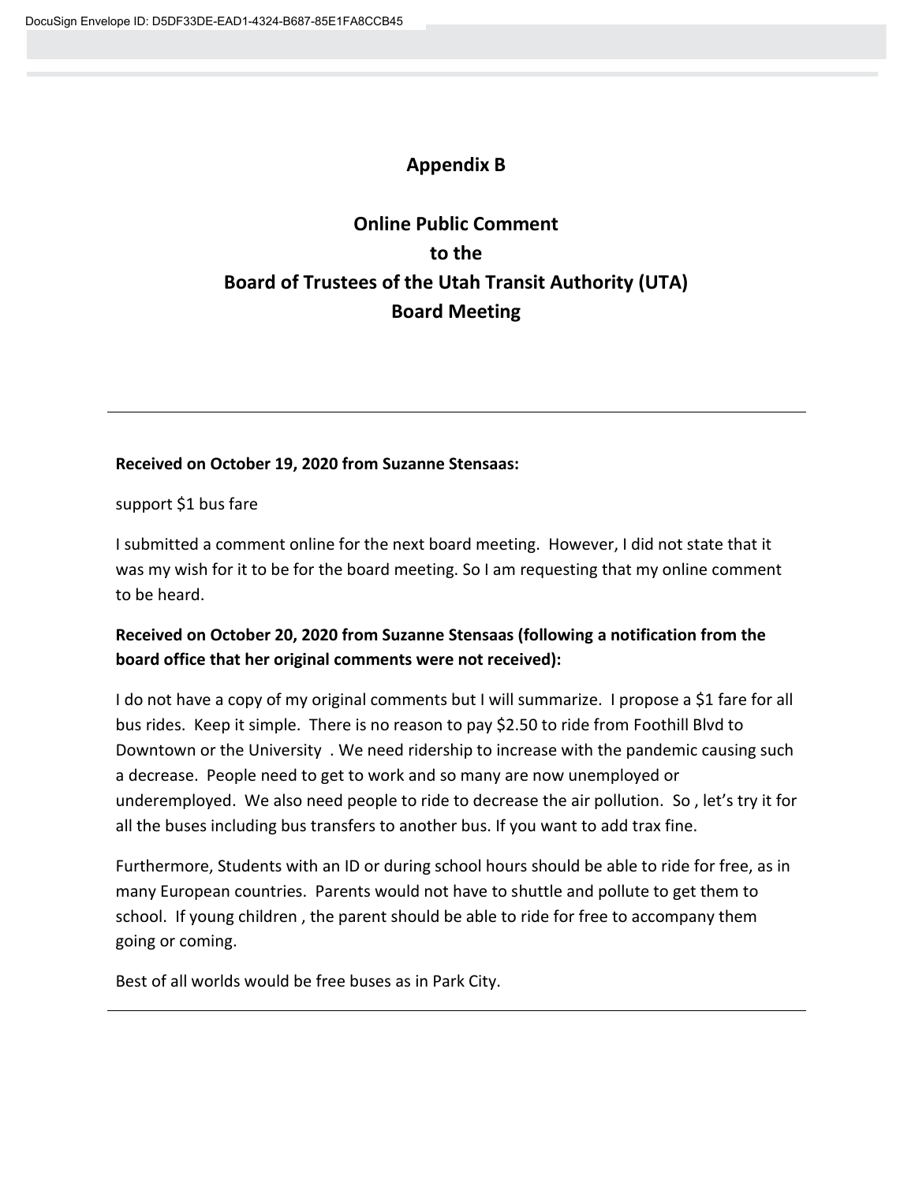# Appendix B

## Online Public Comment to the Board of Trustees of the Utah Transit Authority (UTA) Board Meeting

---

**Received on October 19, 2020 from Suzanne Stensaas:**

support $1 bus fare

I submitted a comment online for the next board meeting. However, I did not state that it was my wish for it to be for the board meeting. So I am requesting that my online comment to be heard.

**Received on October 20, 2020 from Suzanne Stensaas (following a notification from the board office that her original comments were not received):**

I do not have a copy of my original comments but I will summarize. I propose a $1 fare for all bus rides. Keep it simple. There is no reason to pay $2.50 to ride from Foothill Blvd to Downtown or the University . We need ridership to increase with the pandemic causing such a decrease. People need to get to work and so many are now unemployed or underemployed. We also need people to ride to decrease the air pollution. So , let's try it for all the buses including bus transfers to another bus. If you want to add trax fine.

Furthermore, Students with an ID or during school hours should be able to ride for free, as in many European countries. Parents would not have to shuttle and pollute to get them to school. If young children , the parent should be able to ride for free to accompany them going or coming.

Best of all worlds would be free buses as in Park City.

---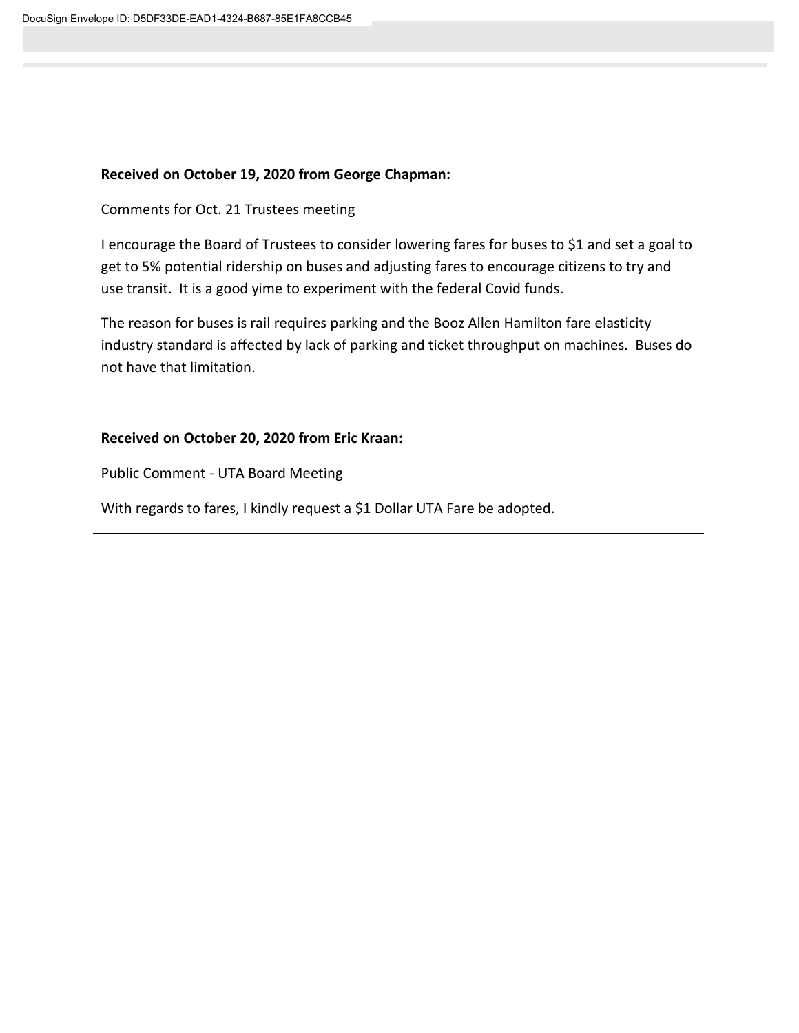**Received on October 19, 2020 from George Chapman:**

Comments for Oct. 21 Trustees meeting

I encourage the Board of Trustees to consider lowering fares for buses to $1 and set a goal to get to 5% potential ridership on buses and adjusting fares to encourage citizens to try and use transit. It is a good yime to experiment with the federal Covid funds.

The reason for buses is rail requires parking and the Booz Allen Hamilton fare elasticity industry standard is affected by lack of parking and ticket throughput on machines. Buses do not have that limitation.

---

**Received on October 20, 2020 from Eric Kraan:**

Public Comment - UTA Board Meeting

With regards to fares, I kindly request a $1 Dollar UTA Fare be adopted.